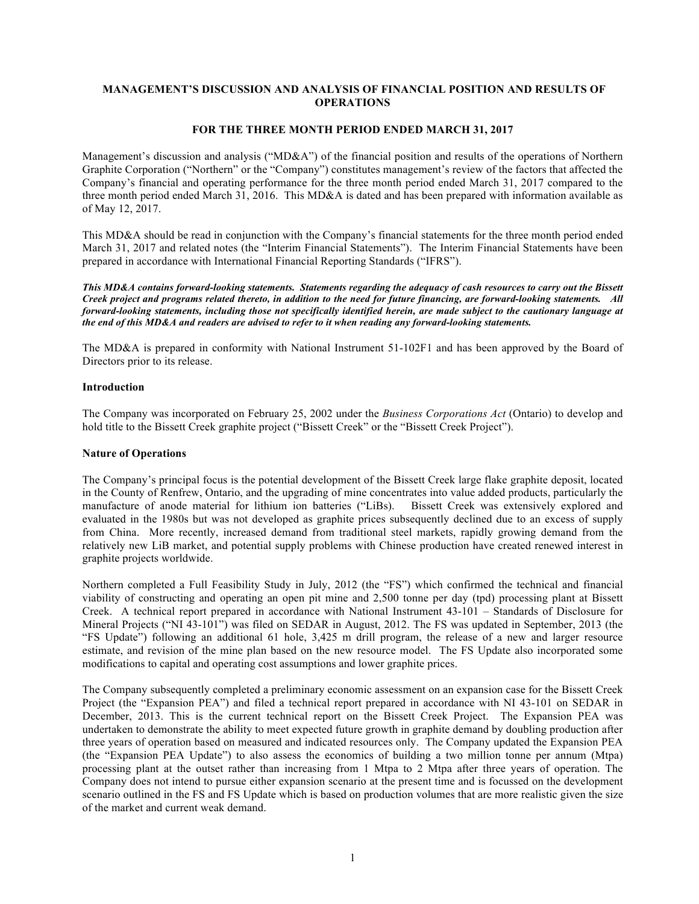# MANAGEMENT'S DISCUSSION AND ANALYSIS OF FINANCIAL POSITION AND RESULTS OF OPERATIONS

## FOR THE THREE MONTH PERIOD ENDED MARCH 31, 2017

Management's discussion and analysis ("MD&A") of the financial position and results of the operations of Northern Graphite Corporation ("Northern" or the "Company") constitutes management's review of the factors that affected the Company's financial and operating performance for the three month period ended March 31, 2017 compared to the three month period ended March 31, 2016. This MD&A is dated and has been prepared with information available as of May 12, 2017.

This MD&A should be read in conjunction with the Company's financial statements for the three month period ended March 31, 2017 and related notes (the "Interim Financial Statements"). The Interim Financial Statements have been prepared in accordance with International Financial Reporting Standards ("IFRS").

***This MD&A contains forward-looking statements. Statements regarding the adequacy of cash resources to carry out the Bissett Creek project and programs related thereto, in addition to the need for future financing, are forward-looking statements. All forward-looking statements, including those not specifically identified herein, are made subject to the cautionary language at the end of this MD&A and readers are advised to refer to it when reading any forward-looking statements.***

The MD&A is prepared in conformity with National Instrument 51-102F1 and has been approved by the Board of Directors prior to its release.

### Introduction

The Company was incorporated on February 25, 2002 under the *Business Corporations Act* (Ontario) to develop and hold title to the Bissett Creek graphite project ("Bissett Creek" or the "Bissett Creek Project").

### Nature of Operations

The Company's principal focus is the potential development of the Bissett Creek large flake graphite deposit, located in the County of Renfrew, Ontario, and the upgrading of mine concentrates into value added products, particularly the manufacture of anode material for lithium ion batteries ("LiBs"). Bissett Creek was extensively explored and evaluated in the 1980s but was not developed as graphite prices subsequently declined due to an excess of supply from China. More recently, increased demand from traditional steel markets, rapidly growing demand from the relatively new LiB market, and potential supply problems with Chinese production have created renewed interest in graphite projects worldwide.

Northern completed a Full Feasibility Study in July, 2012 (the "FS") which confirmed the technical and financial viability of constructing and operating an open pit mine and 2,500 tonne per day (tpd) processing plant at Bissett Creek. A technical report prepared in accordance with National Instrument 43-101 – Standards of Disclosure for Mineral Projects ("NI 43-101") was filed on SEDAR in August, 2012. The FS was updated in September, 2013 (the "FS Update") following an additional 61 hole, 3,425 m drill program, the release of a new and larger resource estimate, and revision of the mine plan based on the new resource model. The FS Update also incorporated some modifications to capital and operating cost assumptions and lower graphite prices.

The Company subsequently completed a preliminary economic assessment on an expansion case for the Bissett Creek Project (the "Expansion PEA") and filed a technical report prepared in accordance with NI 43-101 on SEDAR in December, 2013. This is the current technical report on the Bissett Creek Project. The Expansion PEA was undertaken to demonstrate the ability to meet expected future growth in graphite demand by doubling production after three years of operation based on measured and indicated resources only. The Company updated the Expansion PEA (the "Expansion PEA Update") to also assess the economics of building a two million tonne per annum (Mtpa) processing plant at the outset rather than increasing from 1 Mtpa to 2 Mtpa after three years of operation. The Company does not intend to pursue either expansion scenario at the present time and is focussed on the development scenario outlined in the FS and FS Update which is based on production volumes that are more realistic given the size of the market and current weak demand.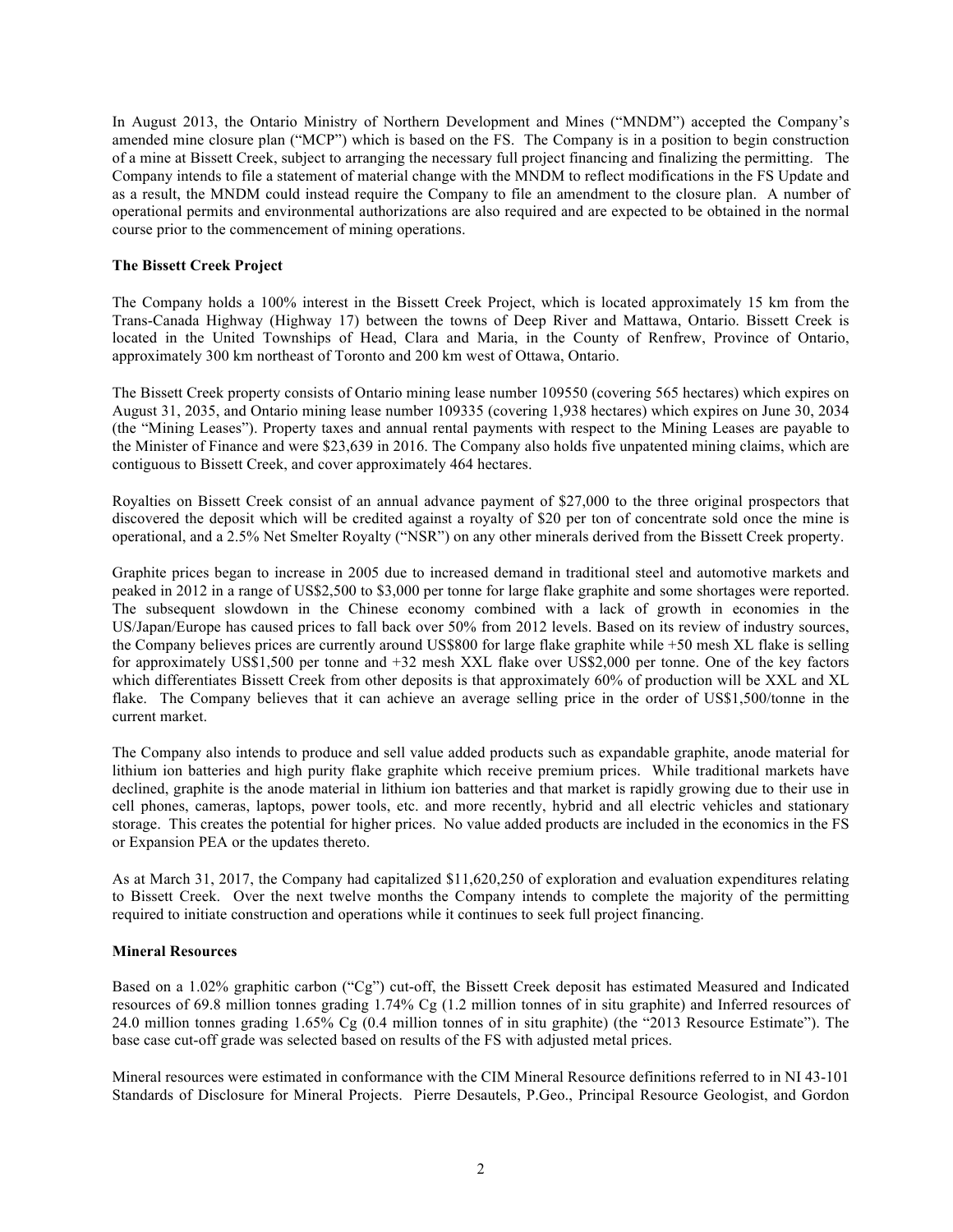In August 2013, the Ontario Ministry of Northern Development and Mines ("MNDM") accepted the Company's amended mine closure plan ("MCP") which is based on the FS. The Company is in a position to begin construction of a mine at Bissett Creek, subject to arranging the necessary full project financing and finalizing the permitting. The Company intends to file a statement of material change with the MNDM to reflect modifications in the FS Update and as a result, the MNDM could instead require the Company to file an amendment to the closure plan. A number of operational permits and environmental authorizations are also required and are expected to be obtained in the normal course prior to the commencement of mining operations.

**The Bissett Creek Project**

The Company holds a 100% interest in the Bissett Creek Project, which is located approximately 15 km from the Trans-Canada Highway (Highway 17) between the towns of Deep River and Mattawa, Ontario. Bissett Creek is located in the United Townships of Head, Clara and Maria, in the County of Renfrew, Province of Ontario, approximately 300 km northeast of Toronto and 200 km west of Ottawa, Ontario.

The Bissett Creek property consists of Ontario mining lease number 109550 (covering 565 hectares) which expires on August 31, 2035, and Ontario mining lease number 109335 (covering 1,938 hectares) which expires on June 30, 2034 (the "Mining Leases"). Property taxes and annual rental payments with respect to the Mining Leases are payable to the Minister of Finance and were $23,639 in 2016. The Company also holds five unpatented mining claims, which are contiguous to Bissett Creek, and cover approximately 464 hectares.

Royalties on Bissett Creek consist of an annual advance payment of $27,000 to the three original prospectors that discovered the deposit which will be credited against a royalty of $20 per ton of concentrate sold once the mine is operational, and a 2.5% Net Smelter Royalty ("NSR") on any other minerals derived from the Bissett Creek property.

Graphite prices began to increase in 2005 due to increased demand in traditional steel and automotive markets and peaked in 2012 in a range of US$2,500 to $3,000 per tonne for large flake graphite and some shortages were reported. The subsequent slowdown in the Chinese economy combined with a lack of growth in economies in the US/Japan/Europe has caused prices to fall back over 50% from 2012 levels. Based on its review of industry sources, the Company believes prices are currently around US$800 for large flake graphite while +50 mesh XL flake is selling for approximately US$1,500 per tonne and +32 mesh XXL flake over US$2,000 per tonne. One of the key factors which differentiates Bissett Creek from other deposits is that approximately 60% of production will be XXL and XL flake. The Company believes that it can achieve an average selling price in the order of US$1,500/tonne in the current market.

The Company also intends to produce and sell value added products such as expandable graphite, anode material for lithium ion batteries and high purity flake graphite which receive premium prices. While traditional markets have declined, graphite is the anode material in lithium ion batteries and that market is rapidly growing due to their use in cell phones, cameras, laptops, power tools, etc. and more recently, hybrid and all electric vehicles and stationary storage. This creates the potential for higher prices. No value added products are included in the economics in the FS or Expansion PEA or the updates thereto.

As at March 31, 2017, the Company had capitalized $11,620,250 of exploration and evaluation expenditures relating to Bissett Creek. Over the next twelve months the Company intends to complete the majority of the permitting required to initiate construction and operations while it continues to seek full project financing.

**Mineral Resources**

Based on a 1.02% graphitic carbon ("Cg") cut-off, the Bissett Creek deposit has estimated Measured and Indicated resources of 69.8 million tonnes grading 1.74% Cg (1.2 million tonnes of in situ graphite) and Inferred resources of 24.0 million tonnes grading 1.65% Cg (0.4 million tonnes of in situ graphite) (the "2013 Resource Estimate"). The base case cut-off grade was selected based on results of the FS with adjusted metal prices.

Mineral resources were estimated in conformance with the CIM Mineral Resource definitions referred to in NI 43-101 Standards of Disclosure for Mineral Projects. Pierre Desautels, P.Geo., Principal Resource Geologist, and Gordon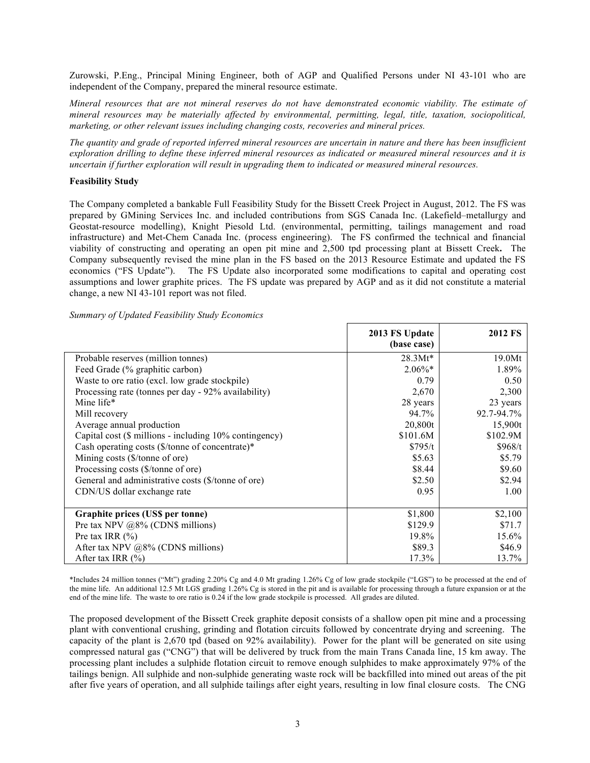Zurowski, P.Eng., Principal Mining Engineer, both of AGP and Qualified Persons under NI 43-101 who are independent of the Company, prepared the mineral resource estimate.

*Mineral resources that are not mineral reserves do not have demonstrated economic viability. The estimate of mineral resources may be materially affected by environmental, permitting, legal, title, taxation, sociopolitical, marketing, or other relevant issues including changing costs, recoveries and mineral prices.*

*The quantity and grade of reported inferred mineral resources are uncertain in nature and there has been insufficient exploration drilling to define these inferred mineral resources as indicated or measured mineral resources and it is uncertain if further exploration will result in upgrading them to indicated or measured mineral resources.*

**Feasibility Study**

The Company completed a bankable Full Feasibility Study for the Bissett Creek Project in August, 2012. The FS was prepared by GMining Services Inc. and included contributions from SGS Canada Inc. (Lakefield–metallurgy and Geostat-resource modelling), Knight Piesold Ltd. (environmental, permitting, tailings management and road infrastructure) and Met-Chem Canada Inc. (process engineering). The FS confirmed the technical and financial viability of constructing and operating an open pit mine and 2,500 tpd processing plant at Bissett Creek**.** The Company subsequently revised the mine plan in the FS based on the 2013 Resource Estimate and updated the FS economics ("FS Update"). The FS Update also incorporated some modifications to capital and operating cost assumptions and lower graphite prices. The FS update was prepared by AGP and as it did not constitute a material change, a new NI 43-101 report was not filed.

*Summary of Updated Feasibility Study Economics*

| | **2013 FS Update (base case)** | **2012 FS** |
|---|---|---|
| Probable reserves (million tonnes) | 28.3Mt* | 19.0Mt |
| Feed Grade (% graphitic carbon) | 2.06%* | 1.89% |
| Waste to ore ratio (excl. low grade stockpile) | 0.79 | 0.50 |
| Processing rate (tonnes per day - 92% availability) | 2,670 | 2,300 |
| Mine life* | 28 years | 23 years |
| Mill recovery | 94.7% | 92.7-94.7% |
| Average annual production | 20,800t | 15,900t |
| Capital cost ($ millions - including 10% contingency) | $101.6M | $102.9M |
| Cash operating costs ($/tonne of concentrate)* | $795/t | $968/t |
| Mining costs ($/tonne of ore) | $5.63 | $5.79 |
| Processing costs ($/tonne of ore) | $8.44 | $9.60 |
| General and administrative costs ($/tonne of ore) | $2.50 | $2.94 |
| CDN/US dollar exchange rate | 0.95 | 1.00 |
| **Graphite prices (US$ per tonne)** | $1,800 | $2,100 |
| Pre tax NPV @8% (CDN$ millions) | $129.9 | $71.7 |
| Pre tax IRR (%) | 19.8% | 15.6% |
| After tax NPV @8% (CDN$ millions) | $89.3 | $46.9 |
| After tax IRR (%) | 17.3% | 13.7% |

*Includes 24 million tonnes ("Mt") grading 2.20% Cg and 4.0 Mt grading 1.26% Cg of low grade stockpile ("LGS") to be processed at the end of the mine life. An additional 12.5 Mt LGS grading 1.26% Cg is stored in the pit and is available for processing through a future expansion or at the end of the mine life. The waste to ore ratio is 0.24 if the low grade stockpile is processed. All grades are diluted.

The proposed development of the Bissett Creek graphite deposit consists of a shallow open pit mine and a processing plant with conventional crushing, grinding and flotation circuits followed by concentrate drying and screening. The capacity of the plant is 2,670 tpd (based on 92% availability). Power for the plant will be generated on site using compressed natural gas ("CNG") that will be delivered by truck from the main Trans Canada line, 15 km away. The processing plant includes a sulphide flotation circuit to remove enough sulphides to make approximately 97% of the tailings benign. All sulphide and non-sulphide generating waste rock will be backfilled into mined out areas of the pit after five years of operation, and all sulphide tailings after eight years, resulting in low final closure costs. The CNG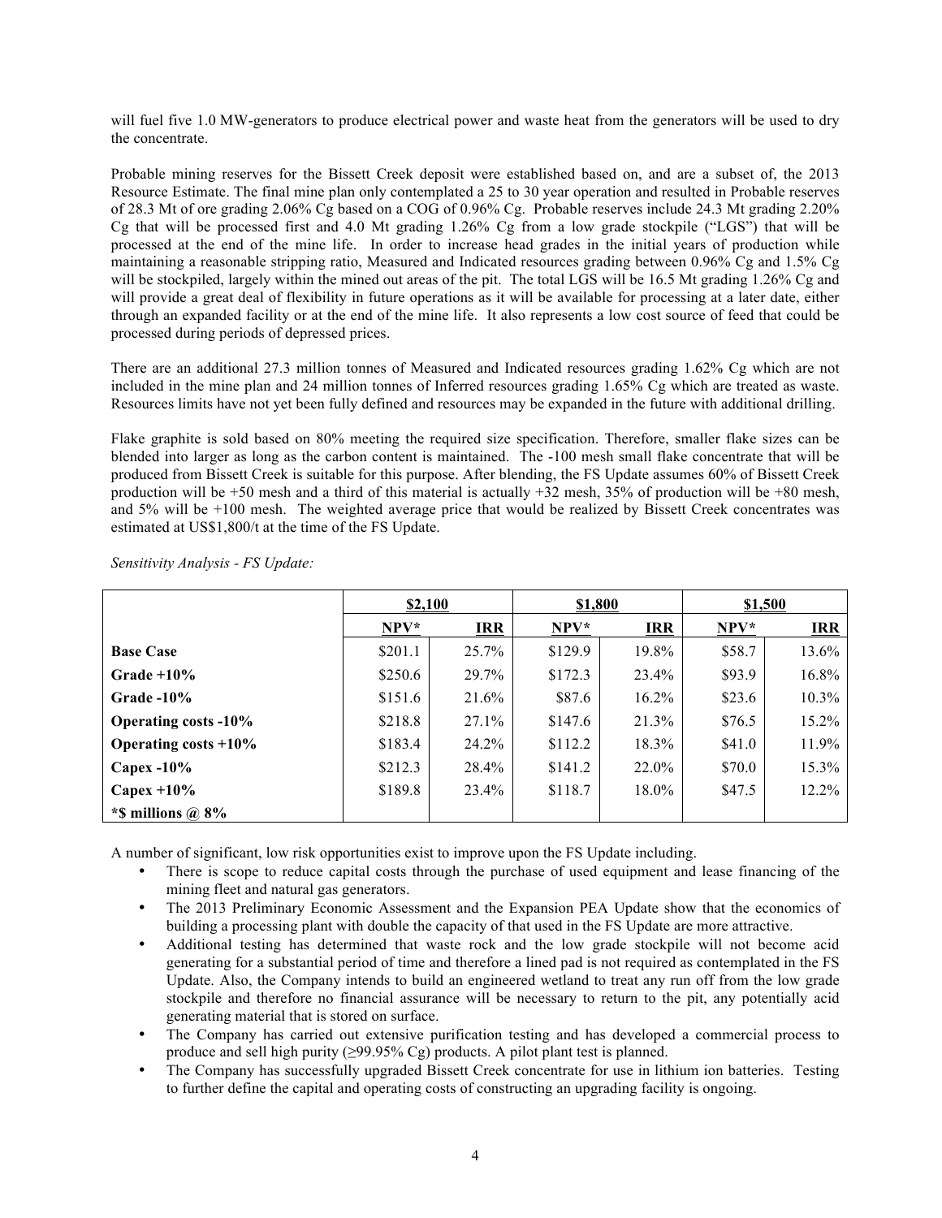will fuel five 1.0 MW-generators to produce electrical power and waste heat from the generators will be used to dry the concentrate.

Probable mining reserves for the Bissett Creek deposit were established based on, and are a subset of, the 2013 Resource Estimate. The final mine plan only contemplated a 25 to 30 year operation and resulted in Probable reserves of 28.3 Mt of ore grading 2.06% Cg based on a COG of 0.96% Cg. Probable reserves include 24.3 Mt grading 2.20% Cg that will be processed first and 4.0 Mt grading 1.26% Cg from a low grade stockpile ("LGS") that will be processed at the end of the mine life. In order to increase head grades in the initial years of production while maintaining a reasonable stripping ratio, Measured and Indicated resources grading between 0.96% Cg and 1.5% Cg will be stockpiled, largely within the mined out areas of the pit. The total LGS will be 16.5 Mt grading 1.26% Cg and will provide a great deal of flexibility in future operations as it will be available for processing at a later date, either through an expanded facility or at the end of the mine life. It also represents a low cost source of feed that could be processed during periods of depressed prices.

There are an additional 27.3 million tonnes of Measured and Indicated resources grading 1.62% Cg which are not included in the mine plan and 24 million tonnes of Inferred resources grading 1.65% Cg which are treated as waste. Resources limits have not yet been fully defined and resources may be expanded in the future with additional drilling.

Flake graphite is sold based on 80% meeting the required size specification. Therefore, smaller flake sizes can be blended into larger as long as the carbon content is maintained. The -100 mesh small flake concentrate that will be produced from Bissett Creek is suitable for this purpose. After blending, the FS Update assumes 60% of Bissett Creek production will be +50 mesh and a third of this material is actually +32 mesh, 35% of production will be +80 mesh, and 5% will be +100 mesh. The weighted average price that would be realized by Bissett Creek concentrates was estimated at US$1,800/t at the time of the FS Update.

*Sensitivity Analysis - FS Update:*

| | $2,100 | | $1,800 | | $1,500 | |
|---|---|---|---|---|---|---|
| | NPV* | IRR | NPV* | IRR | NPV* | IRR |
| **Base Case** | $201.1 | 25.7% | $129.9 | 19.8% | $58.7 | 13.6% |
| **Grade +10%** | $250.6 | 29.7% | $172.3 | 23.4% | $93.9 | 16.8% |
| **Grade -10%** | $151.6 | 21.6% | $87.6 | 16.2% | $23.6 | 10.3% |
| **Operating costs -10%** | $218.8 | 27.1% | $147.6 | 21.3% | $76.5 | 15.2% |
| **Operating costs +10%** | $183.4 | 24.2% | $112.2 | 18.3% | $41.0 | 11.9% |
| **Capex -10%** | $212.3 | 28.4% | $141.2 | 22.0% | $70.0 | 15.3% |
| **Capex +10%** | $189.8 | 23.4% | $118.7 | 18.0% | $47.5 | 12.2% |
| ***$ millions @ 8%** | | | | | | |

A number of significant, low risk opportunities exist to improve upon the FS Update including.

- There is scope to reduce capital costs through the purchase of used equipment and lease financing of the mining fleet and natural gas generators.
- The 2013 Preliminary Economic Assessment and the Expansion PEA Update show that the economics of building a processing plant with double the capacity of that used in the FS Update are more attractive.
- Additional testing has determined that waste rock and the low grade stockpile will not become acid generating for a substantial period of time and therefore a lined pad is not required as contemplated in the FS Update. Also, the Company intends to build an engineered wetland to treat any run off from the low grade stockpile and therefore no financial assurance will be necessary to return to the pit, any potentially acid generating material that is stored on surface.
- The Company has carried out extensive purification testing and has developed a commercial process to produce and sell high purity (≥99.95% Cg) products. A pilot plant test is planned.
- The Company has successfully upgraded Bissett Creek concentrate for use in lithium ion batteries. Testing to further define the capital and operating costs of constructing an upgrading facility is ongoing.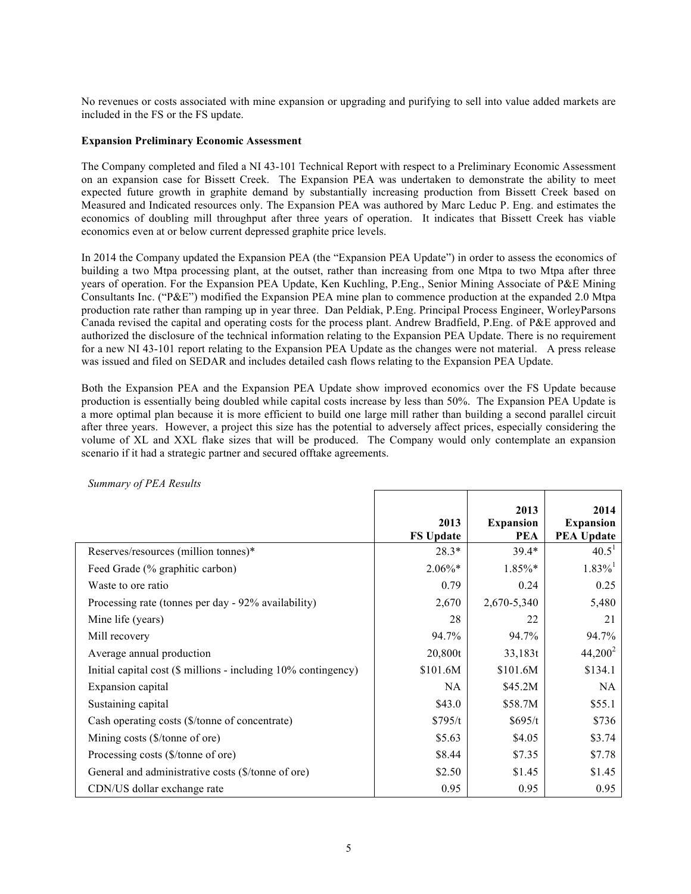No revenues or costs associated with mine expansion or upgrading and purifying to sell into value added markets are included in the FS or the FS update.

**Expansion Preliminary Economic Assessment**

The Company completed and filed a NI 43-101 Technical Report with respect to a Preliminary Economic Assessment on an expansion case for Bissett Creek. The Expansion PEA was undertaken to demonstrate the ability to meet expected future growth in graphite demand by substantially increasing production from Bissett Creek based on Measured and Indicated resources only. The Expansion PEA was authored by Marc Leduc P. Eng. and estimates the economics of doubling mill throughput after three years of operation. It indicates that Bissett Creek has viable economics even at or below current depressed graphite price levels.

In 2014 the Company updated the Expansion PEA (the "Expansion PEA Update") in order to assess the economics of building a two Mtpa processing plant, at the outset, rather than increasing from one Mtpa to two Mtpa after three years of operation. For the Expansion PEA Update, Ken Kuchling, P.Eng., Senior Mining Associate of P&E Mining Consultants Inc. ("P&E") modified the Expansion PEA mine plan to commence production at the expanded 2.0 Mtpa production rate rather than ramping up in year three. Dan Peldiak, P.Eng. Principal Process Engineer, WorleyParsons Canada revised the capital and operating costs for the process plant. Andrew Bradfield, P.Eng. of P&E approved and authorized the disclosure of the technical information relating to the Expansion PEA Update. There is no requirement for a new NI 43-101 report relating to the Expansion PEA Update as the changes were not material. A press release was issued and filed on SEDAR and includes detailed cash flows relating to the Expansion PEA Update.

Both the Expansion PEA and the Expansion PEA Update show improved economics over the FS Update because production is essentially being doubled while capital costs increase by less than 50%. The Expansion PEA Update is a more optimal plan because it is more efficient to build one large mill rather than building a second parallel circuit after three years. However, a project this size has the potential to adversely affect prices, especially considering the volume of XL and XXL flake sizes that will be produced. The Company would only contemplate an expansion scenario if it had a strategic partner and secured offtake agreements.

*Summary of PEA Results*

| | 2013 FS Update | 2013 Expansion PEA | 2014 Expansion PEA Update |
|---|---|---|---|
| Reserves/resources (million tonnes)* | 28.3* | 39.4* | 40.5[1] |
| Feed Grade (% graphitic carbon) | 2.06%* | 1.85%* | 1.83%[1] |
| Waste to ore ratio | 0.79 | 0.24 | 0.25 |
| Processing rate (tonnes per day - 92% availability) | 2,670 | 2,670-5,340 | 5,480 |
| Mine life (years) | 28 | 22 | 21 |
| Mill recovery | 94.7% | 94.7% | 94.7% |
| Average annual production | 20,800t | 33,183t | 44,200[2] |
| Initial capital cost ($ millions - including 10% contingency) | $101.6M | $101.6M | $134.1 |
| Expansion capital | NA | $45.2M | NA |
| Sustaining capital | $43.0 | $58.7M | $55.1 |
| Cash operating costs ($/tonne of concentrate) | $795/t | $695/t | $736 |
| Mining costs ($/tonne of ore) | $5.63 | $4.05 | $3.74 |
| Processing costs ($/tonne of ore) | $8.44 | $7.35 | $7.78 |
| General and administrative costs ($/tonne of ore) | $2.50 | $1.45 | $1.45 |
| CDN/US dollar exchange rate | 0.95 | 0.95 | 0.95 |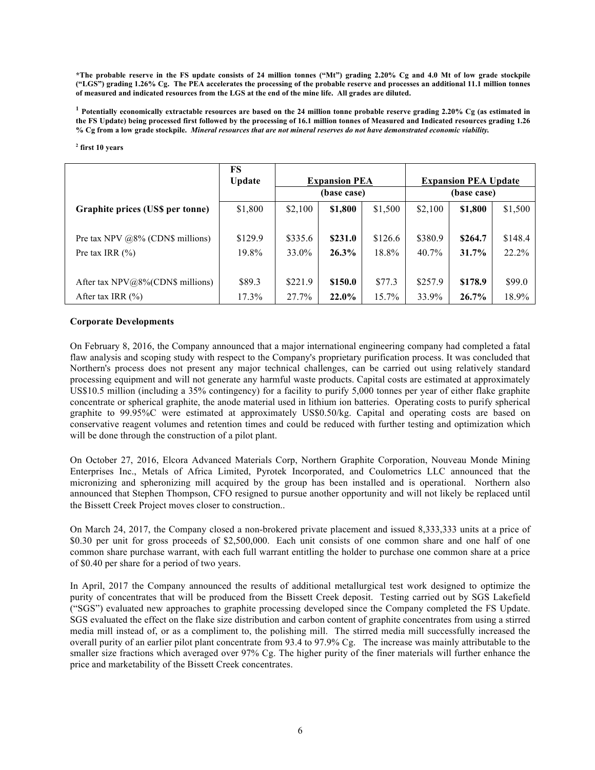**\*The probable reserve in the FS update consists of 24 million tonnes ("Mt") grading 2.20% Cg and 4.0 Mt of low grade stockpile ("LGS") grading 1.26% Cg. The PEA accelerates the processing of the probable reserve and processes an additional 11.1 million tonnes of measured and indicated resources from the LGS at the end of the mine life. All grades are diluted.**

**[1] Potentially economically extractable resources are based on the 24 million tonne probable reserve grading 2.20% Cg (as estimated in the FS Update) being processed first followed by the processing of 16.1 million tonnes of Measured and Indicated resources grading 1.26 % Cg from a low grade stockpile. *Mineral resources that are not mineral reserves do not have demonstrated economic viability.***

**[2] first 10 years**

| | FS Update | Expansion PEA (base case) | | | Expansion PEA Update (base case) | | |
|---|---|---|---|---|---|---|---|
| **Graphite prices (US$ per tonne)** | $1,800 | $2,100 | **$1,800** | $1,500 | $2,100 | **$1,800** | $1,500 |
| Pre tax NPV @8% (CDN$ millions) | $129.9 | $335.6 | **$231.0** | $126.6 | $380.9 | **$264.7** | $148.4 |
| Pre tax IRR (%) | 19.8% | 33.0% | **26.3%** | 18.8% | 40.7% | **31.7%** | 22.2% |
| After tax NPV@8%(CDN$ millions) | $89.3 | $221.9 | **$150.0** | $77.3 | $257.9 | **$178.9** | $99.0 |
| After tax IRR (%) | 17.3% | 27.7% | **22.0%** | 15.7% | 33.9% | **26.7%** | 18.9% |

**Corporate Developments**

On February 8, 2016, the Company announced that a major international engineering company had completed a fatal flaw analysis and scoping study with respect to the Company's proprietary purification process. It was concluded that Northern's process does not present any major technical challenges, can be carried out using relatively standard processing equipment and will not generate any harmful waste products. Capital costs are estimated at approximately US$10.5 million (including a 35% contingency) for a facility to purify 5,000 tonnes per year of either flake graphite concentrate or spherical graphite, the anode material used in lithium ion batteries. Operating costs to purify spherical graphite to 99.95%C were estimated at approximately US$0.50/kg. Capital and operating costs are based on conservative reagent volumes and retention times and could be reduced with further testing and optimization which will be done through the construction of a pilot plant.

On October 27, 2016, Elcora Advanced Materials Corp, Northern Graphite Corporation, Nouveau Monde Mining Enterprises Inc., Metals of Africa Limited, Pyrotek Incorporated, and Coulometrics LLC announced that the micronizing and spheronizing mill acquired by the group has been installed and is operational. Northern also announced that Stephen Thompson, CFO resigned to pursue another opportunity and will not likely be replaced until the Bissett Creek Project moves closer to construction..

On March 24, 2017, the Company closed a non-brokered private placement and issued 8,333,333 units at a price of $0.30 per unit for gross proceeds of $2,500,000. Each unit consists of one common share and one half of one common share purchase warrant, with each full warrant entitling the holder to purchase one common share at a price of $0.40 per share for a period of two years.

In April, 2017 the Company announced the results of additional metallurgical test work designed to optimize the purity of concentrates that will be produced from the Bissett Creek deposit. Testing carried out by SGS Lakefield ("SGS") evaluated new approaches to graphite processing developed since the Company completed the FS Update. SGS evaluated the effect on the flake size distribution and carbon content of graphite concentrates from using a stirred media mill instead of, or as a compliment to, the polishing mill. The stirred media mill successfully increased the overall purity of an earlier pilot plant concentrate from 93.4 to 97.9% Cg. The increase was mainly attributable to the smaller size fractions which averaged over 97% Cg. The higher purity of the finer materials will further enhance the price and marketability of the Bissett Creek concentrates.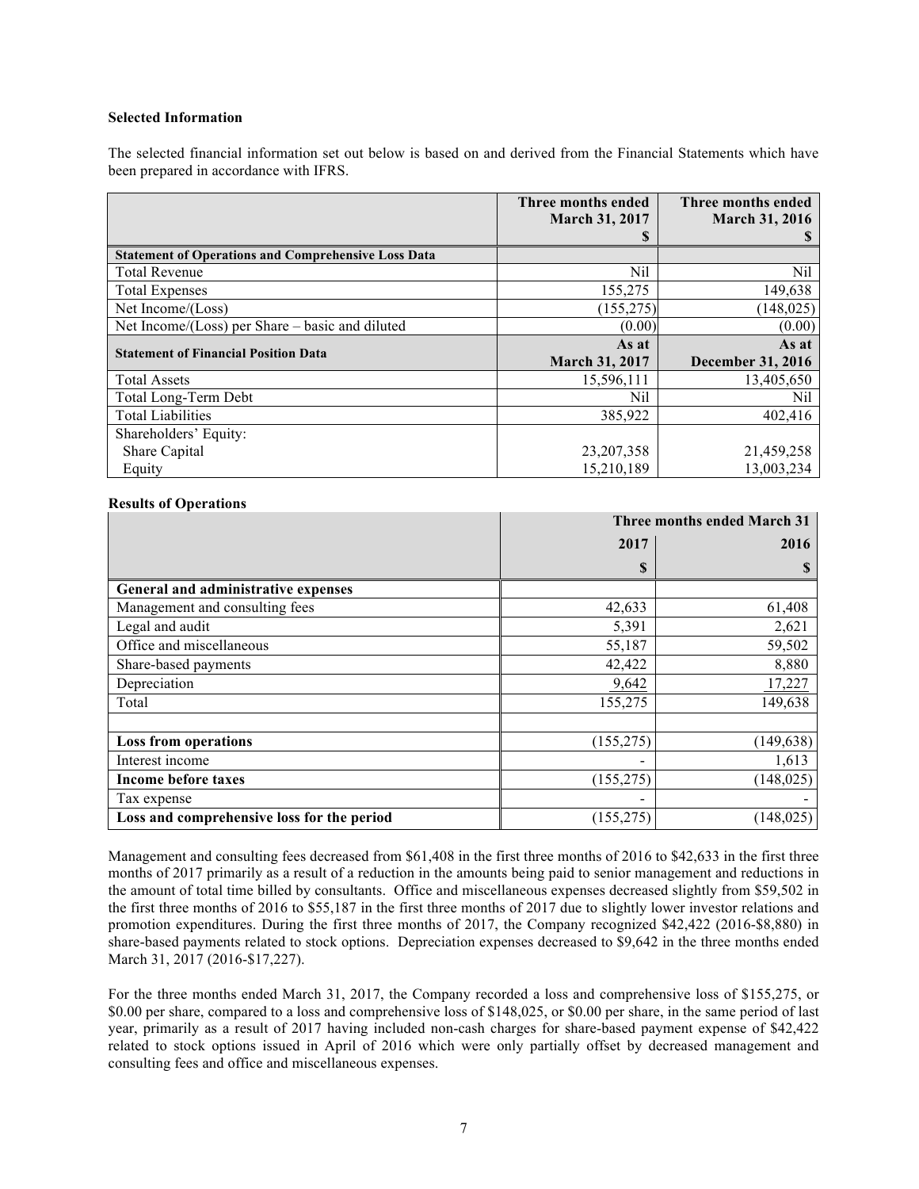**Selected Information**

The selected financial information set out below is based on and derived from the Financial Statements which have been prepared in accordance with IFRS.

| | Three months ended March 31, 2017 $ | Three months ended March 31, 2016 $ |
|---|---|---|
| **Statement of Operations and Comprehensive Loss Data** | | |
| Total Revenue | Nil | Nil |
| Total Expenses | 155,275 | 149,638 |
| Net Income/(Loss) | (155,275) | (148,025) |
| Net Income/(Loss) per Share – basic and diluted | (0.00) | (0.00) |
| **Statement of Financial Position Data** | **As at March 31, 2017** | **As at December 31, 2016** |
| Total Assets | 15,596,111 | 13,405,650 |
| Total Long-Term Debt | Nil | Nil |
| Total Liabilities | 385,922 | 402,416 |
| Shareholders' Equity: | | |
| Share Capital | 23,207,358 | 21,459,258 |
| Equity | 15,210,189 | 13,003,234 |

**Results of Operations**

| | Three months ended March 31 | |
|---|---|---|
| | 2017 | 2016 |
| | $ | $ |
| **General and administrative expenses** | | |
| Management and consulting fees | 42,633 | 61,408 |
| Legal and audit | 5,391 | 2,621 |
| Office and miscellaneous | 55,187 | 59,502 |
| Share-based payments | 42,422 | 8,880 |
| Depreciation | 9,642 | 17,227 |
| Total | 155,275 | 149,638 |
| | | |
| **Loss from operations** | (155,275) | (149,638) |
| Interest income | - | 1,613 |
| **Income before taxes** | (155,275) | (148,025) |
| Tax expense | - | - |
| **Loss and comprehensive loss for the period** | (155,275) | (148,025) |

Management and consulting fees decreased from $61,408 in the first three months of 2016 to $42,633 in the first three months of 2017 primarily as a result of a reduction in the amounts being paid to senior management and reductions in the amount of total time billed by consultants. Office and miscellaneous expenses decreased slightly from $59,502 in the first three months of 2016 to $55,187 in the first three months of 2017 due to slightly lower investor relations and promotion expenditures. During the first three months of 2017, the Company recognized $42,422 (2016-$8,880) in share-based payments related to stock options. Depreciation expenses decreased to $9,642 in the three months ended March 31, 2017 (2016-$17,227).

For the three months ended March 31, 2017, the Company recorded a loss and comprehensive loss of $155,275, or $0.00 per share, compared to a loss and comprehensive loss of $148,025, or $0.00 per share, in the same period of last year, primarily as a result of 2017 having included non-cash charges for share-based payment expense of $42,422 related to stock options issued in April of 2016 which were only partially offset by decreased management and consulting fees and office and miscellaneous expenses.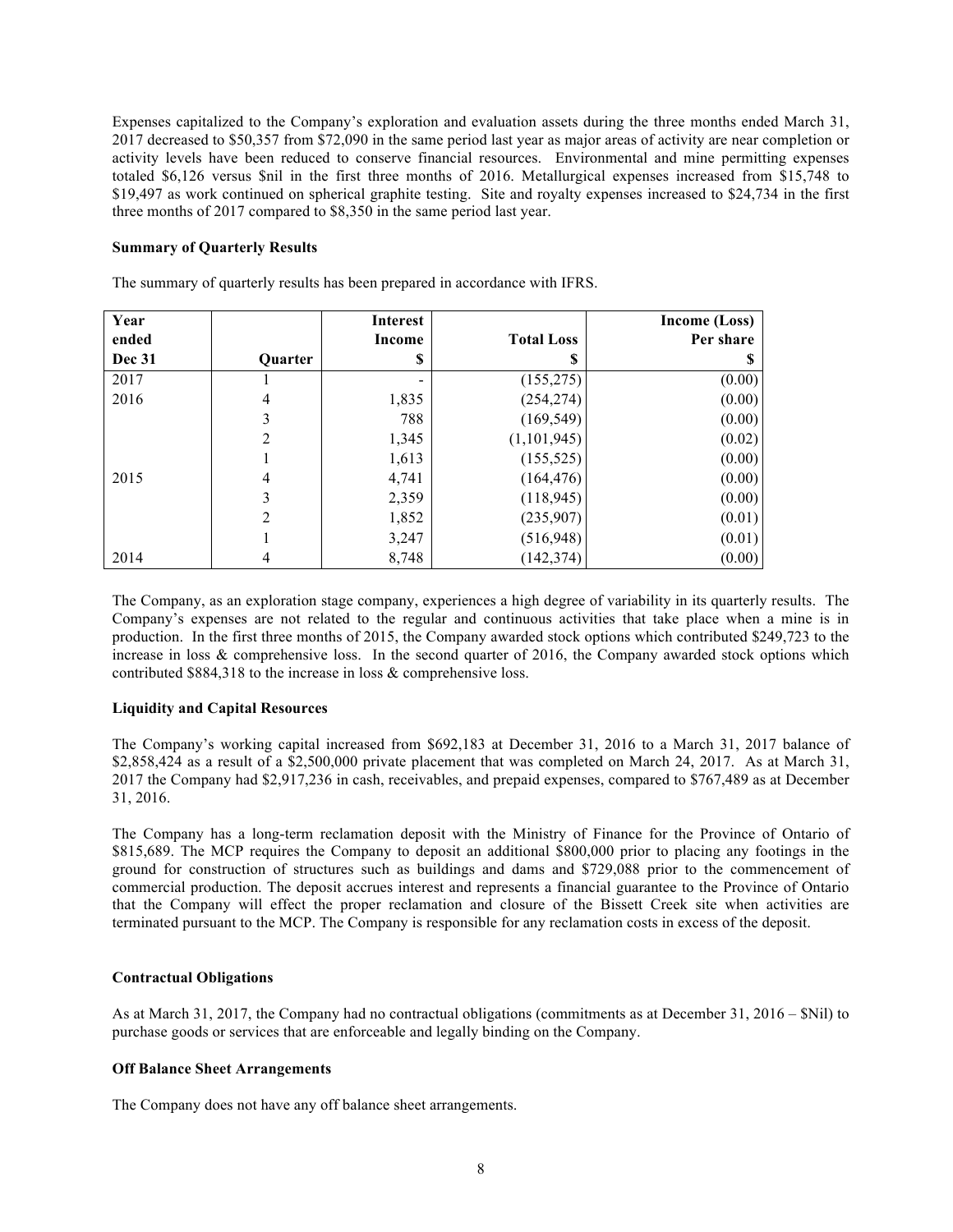Expenses capitalized to the Company's exploration and evaluation assets during the three months ended March 31, 2017 decreased to $50,357 from $72,090 in the same period last year as major areas of activity are near completion or activity levels have been reduced to conserve financial resources. Environmental and mine permitting expenses totaled $6,126 versus $nil in the first three months of 2016. Metallurgical expenses increased from $15,748 to $19,497 as work continued on spherical graphite testing. Site and royalty expenses increased to $24,734 in the first three months of 2017 compared to $8,350 in the same period last year.

**Summary of Quarterly Results**

The summary of quarterly results has been prepared in accordance with IFRS.

| Year ended Dec 31 | Quarter | Interest Income $ | Total Loss $ | Income (Loss) Per share $ |
|---|---|---|---|---|
| 2017 | 1 | - | (155,275) | (0.00) |
| 2016 | 4 | 1,835 | (254,274) | (0.00) |
| | 3 | 788 | (169,549) | (0.00) |
| | 2 | 1,345 | (1,101,945) | (0.02) |
| | 1 | 1,613 | (155,525) | (0.00) |
| 2015 | 4 | 4,741 | (164,476) | (0.00) |
| | 3 | 2,359 | (118,945) | (0.00) |
| | 2 | 1,852 | (235,907) | (0.01) |
| | 1 | 3,247 | (516,948) | (0.01) |
| 2014 | 4 | 8,748 | (142,374) | (0.00) |

The Company, as an exploration stage company, experiences a high degree of variability in its quarterly results. The Company's expenses are not related to the regular and continuous activities that take place when a mine is in production. In the first three months of 2015, the Company awarded stock options which contributed $249,723 to the increase in loss & comprehensive loss. In the second quarter of 2016, the Company awarded stock options which contributed $884,318 to the increase in loss & comprehensive loss.

**Liquidity and Capital Resources**

The Company's working capital increased from $692,183 at December 31, 2016 to a March 31, 2017 balance of $2,858,424 as a result of a $2,500,000 private placement that was completed on March 24, 2017. As at March 31, 2017 the Company had $2,917,236 in cash, receivables, and prepaid expenses, compared to $767,489 as at December 31, 2016.

The Company has a long-term reclamation deposit with the Ministry of Finance for the Province of Ontario of $815,689. The MCP requires the Company to deposit an additional $800,000 prior to placing any footings in the ground for construction of structures such as buildings and dams and $729,088 prior to the commencement of commercial production. The deposit accrues interest and represents a financial guarantee to the Province of Ontario that the Company will effect the proper reclamation and closure of the Bissett Creek site when activities are terminated pursuant to the MCP. The Company is responsible for any reclamation costs in excess of the deposit.

**Contractual Obligations**

As at March 31, 2017, the Company had no contractual obligations (commitments as at December 31, 2016 – $Nil) to purchase goods or services that are enforceable and legally binding on the Company.

**Off Balance Sheet Arrangements**

The Company does not have any off balance sheet arrangements.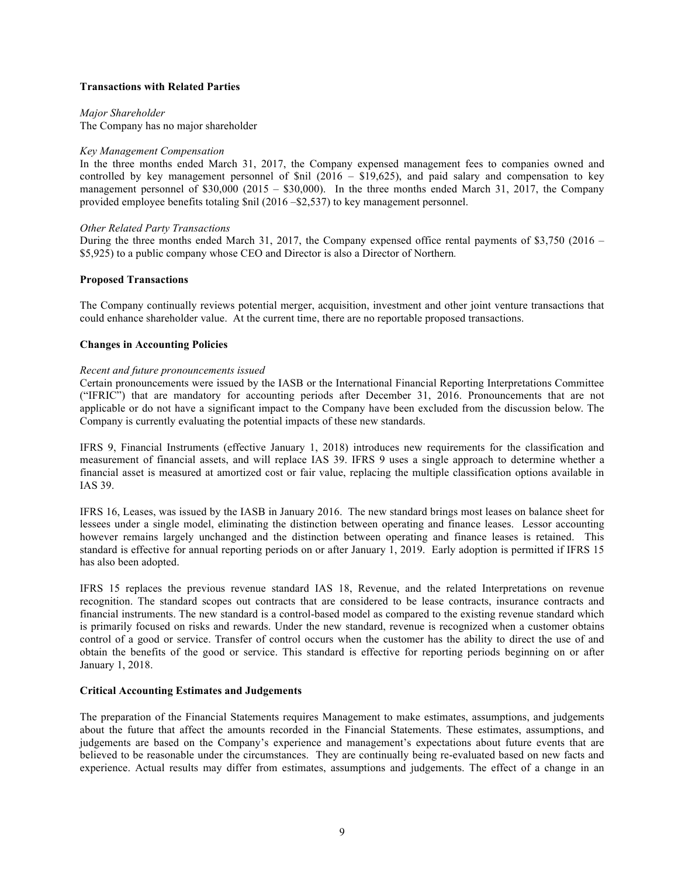**Transactions with Related Parties**

*Major Shareholder*
The Company has no major shareholder

*Key Management Compensation*
In the three months ended March 31, 2017, the Company expensed management fees to companies owned and controlled by key management personnel of $nil (2016 – $19,625), and paid salary and compensation to key management personnel of $30,000 (2015 – $30,000). In the three months ended March 31, 2017, the Company provided employee benefits totaling $nil (2016 –$2,537) to key management personnel.

*Other Related Party Transactions*
During the three months ended March 31, 2017, the Company expensed office rental payments of $3,750 (2016 – $5,925) to a public company whose CEO and Director is also a Director of Northern.

**Proposed Transactions**

The Company continually reviews potential merger, acquisition, investment and other joint venture transactions that could enhance shareholder value. At the current time, there are no reportable proposed transactions.

**Changes in Accounting Policies**

*Recent and future pronouncements issued*
Certain pronouncements were issued by the IASB or the International Financial Reporting Interpretations Committee ("IFRIC") that are mandatory for accounting periods after December 31, 2016. Pronouncements that are not applicable or do not have a significant impact to the Company have been excluded from the discussion below. The Company is currently evaluating the potential impacts of these new standards.

IFRS 9, Financial Instruments (effective January 1, 2018) introduces new requirements for the classification and measurement of financial assets, and will replace IAS 39. IFRS 9 uses a single approach to determine whether a financial asset is measured at amortized cost or fair value, replacing the multiple classification options available in IAS 39.

IFRS 16, Leases, was issued by the IASB in January 2016. The new standard brings most leases on balance sheet for lessees under a single model, eliminating the distinction between operating and finance leases. Lessor accounting however remains largely unchanged and the distinction between operating and finance leases is retained. This standard is effective for annual reporting periods on or after January 1, 2019. Early adoption is permitted if IFRS 15 has also been adopted.

IFRS 15 replaces the previous revenue standard IAS 18, Revenue, and the related Interpretations on revenue recognition. The standard scopes out contracts that are considered to be lease contracts, insurance contracts and financial instruments. The new standard is a control-based model as compared to the existing revenue standard which is primarily focused on risks and rewards. Under the new standard, revenue is recognized when a customer obtains control of a good or service. Transfer of control occurs when the customer has the ability to direct the use of and obtain the benefits of the good or service. This standard is effective for reporting periods beginning on or after January 1, 2018.

**Critical Accounting Estimates and Judgements**

The preparation of the Financial Statements requires Management to make estimates, assumptions, and judgements about the future that affect the amounts recorded in the Financial Statements. These estimates, assumptions, and judgements are based on the Company's experience and management's expectations about future events that are believed to be reasonable under the circumstances. They are continually being re-evaluated based on new facts and experience. Actual results may differ from estimates, assumptions and judgements. The effect of a change in an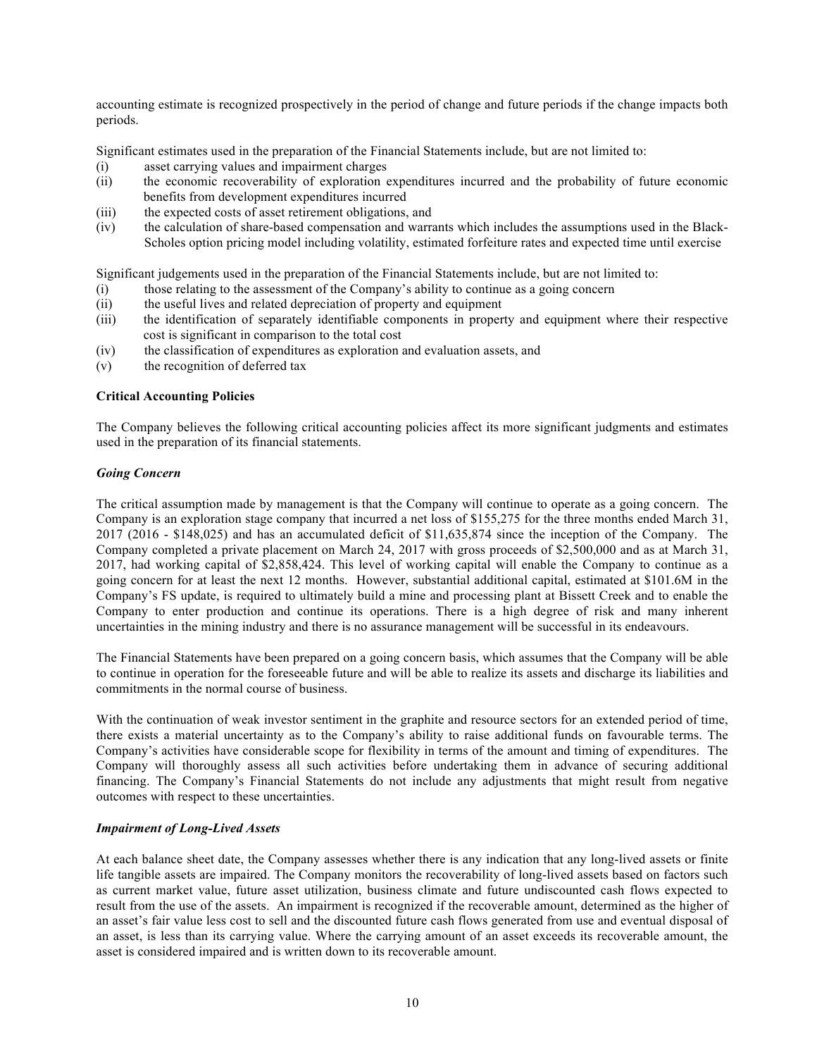accounting estimate is recognized prospectively in the period of change and future periods if the change impacts both periods.

Significant estimates used in the preparation of the Financial Statements include, but are not limited to:

(i) asset carrying values and impairment charges
(ii) the economic recoverability of exploration expenditures incurred and the probability of future economic benefits from development expenditures incurred
(iii) the expected costs of asset retirement obligations, and
(iv) the calculation of share-based compensation and warrants which includes the assumptions used in the Black-Scholes option pricing model including volatility, estimated forfeiture rates and expected time until exercise

Significant judgements used in the preparation of the Financial Statements include, but are not limited to:

(i) those relating to the assessment of the Company's ability to continue as a going concern
(ii) the useful lives and related depreciation of property and equipment
(iii) the identification of separately identifiable components in property and equipment where their respective cost is significant in comparison to the total cost
(iv) the classification of expenditures as exploration and evaluation assets, and
(v) the recognition of deferred tax

**Critical Accounting Policies**

The Company believes the following critical accounting policies affect its more significant judgments and estimates used in the preparation of its financial statements.

***Going Concern***

The critical assumption made by management is that the Company will continue to operate as a going concern. The Company is an exploration stage company that incurred a net loss of $155,275 for the three months ended March 31, 2017 (2016 - $148,025) and has an accumulated deficit of $11,635,874 since the inception of the Company. The Company completed a private placement on March 24, 2017 with gross proceeds of $2,500,000 and as at March 31, 2017, had working capital of $2,858,424. This level of working capital will enable the Company to continue as a going concern for at least the next 12 months. However, substantial additional capital, estimated at $101.6M in the Company's FS update, is required to ultimately build a mine and processing plant at Bissett Creek and to enable the Company to enter production and continue its operations. There is a high degree of risk and many inherent uncertainties in the mining industry and there is no assurance management will be successful in its endeavours.

The Financial Statements have been prepared on a going concern basis, which assumes that the Company will be able to continue in operation for the foreseeable future and will be able to realize its assets and discharge its liabilities and commitments in the normal course of business.

With the continuation of weak investor sentiment in the graphite and resource sectors for an extended period of time, there exists a material uncertainty as to the Company's ability to raise additional funds on favourable terms. The Company's activities have considerable scope for flexibility in terms of the amount and timing of expenditures. The Company will thoroughly assess all such activities before undertaking them in advance of securing additional financing. The Company's Financial Statements do not include any adjustments that might result from negative outcomes with respect to these uncertainties.

***Impairment of Long-Lived Assets***

At each balance sheet date, the Company assesses whether there is any indication that any long-lived assets or finite life tangible assets are impaired. The Company monitors the recoverability of long-lived assets based on factors such as current market value, future asset utilization, business climate and future undiscounted cash flows expected to result from the use of the assets. An impairment is recognized if the recoverable amount, determined as the higher of an asset's fair value less cost to sell and the discounted future cash flows generated from use and eventual disposal of an asset, is less than its carrying value. Where the carrying amount of an asset exceeds its recoverable amount, the asset is considered impaired and is written down to its recoverable amount.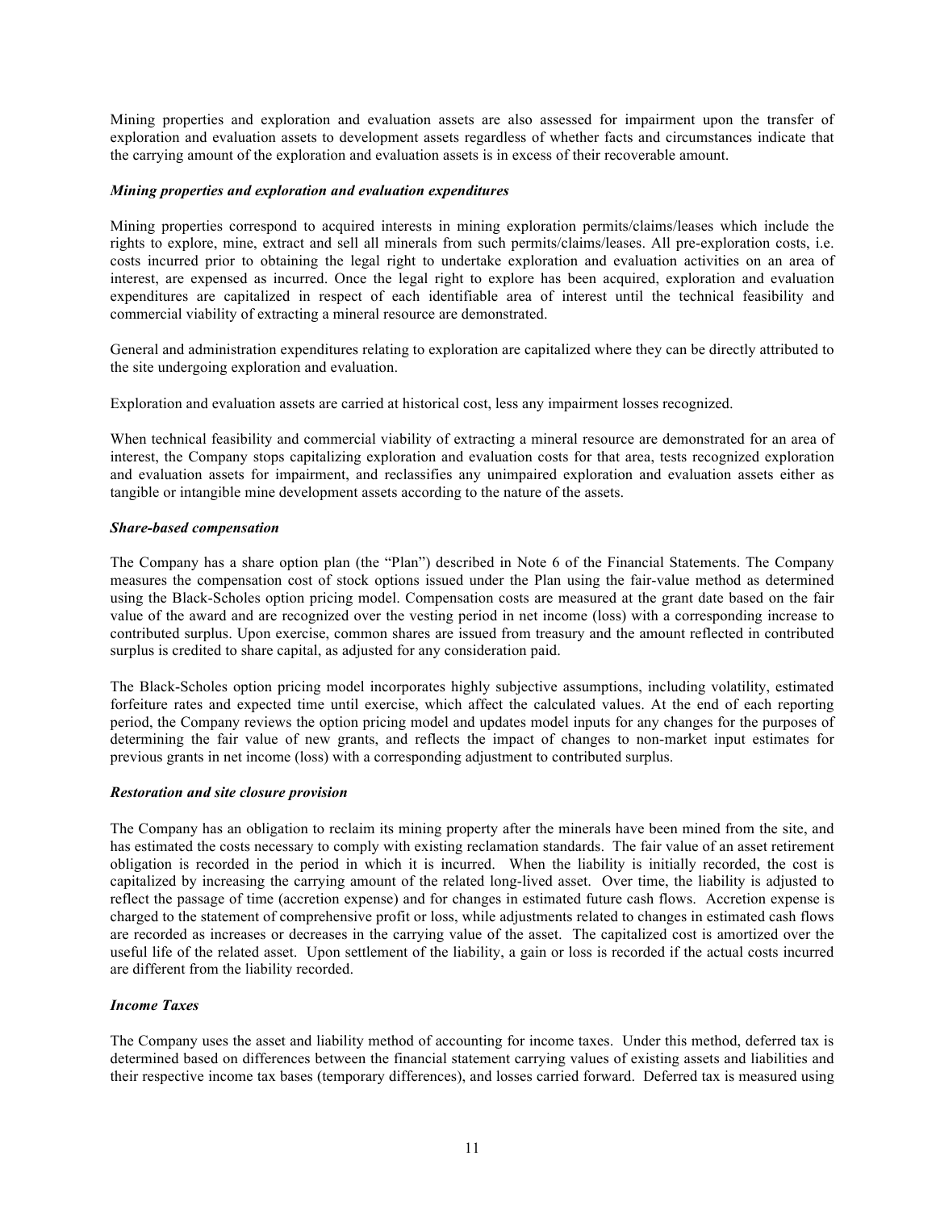Mining properties and exploration and evaluation assets are also assessed for impairment upon the transfer of exploration and evaluation assets to development assets regardless of whether facts and circumstances indicate that the carrying amount of the exploration and evaluation assets is in excess of their recoverable amount.

***Mining properties and exploration and evaluation expenditures***

Mining properties correspond to acquired interests in mining exploration permits/claims/leases which include the rights to explore, mine, extract and sell all minerals from such permits/claims/leases. All pre-exploration costs, i.e. costs incurred prior to obtaining the legal right to undertake exploration and evaluation activities on an area of interest, are expensed as incurred. Once the legal right to explore has been acquired, exploration and evaluation expenditures are capitalized in respect of each identifiable area of interest until the technical feasibility and commercial viability of extracting a mineral resource are demonstrated.

General and administration expenditures relating to exploration are capitalized where they can be directly attributed to the site undergoing exploration and evaluation.

Exploration and evaluation assets are carried at historical cost, less any impairment losses recognized.

When technical feasibility and commercial viability of extracting a mineral resource are demonstrated for an area of interest, the Company stops capitalizing exploration and evaluation costs for that area, tests recognized exploration and evaluation assets for impairment, and reclassifies any unimpaired exploration and evaluation assets either as tangible or intangible mine development assets according to the nature of the assets.

***Share-based compensation***

The Company has a share option plan (the "Plan") described in Note 6 of the Financial Statements. The Company measures the compensation cost of stock options issued under the Plan using the fair-value method as determined using the Black-Scholes option pricing model. Compensation costs are measured at the grant date based on the fair value of the award and are recognized over the vesting period in net income (loss) with a corresponding increase to contributed surplus. Upon exercise, common shares are issued from treasury and the amount reflected in contributed surplus is credited to share capital, as adjusted for any consideration paid.

The Black-Scholes option pricing model incorporates highly subjective assumptions, including volatility, estimated forfeiture rates and expected time until exercise, which affect the calculated values. At the end of each reporting period, the Company reviews the option pricing model and updates model inputs for any changes for the purposes of determining the fair value of new grants, and reflects the impact of changes to non-market input estimates for previous grants in net income (loss) with a corresponding adjustment to contributed surplus.

***Restoration and site closure provision***

The Company has an obligation to reclaim its mining property after the minerals have been mined from the site, and has estimated the costs necessary to comply with existing reclamation standards. The fair value of an asset retirement obligation is recorded in the period in which it is incurred. When the liability is initially recorded, the cost is capitalized by increasing the carrying amount of the related long-lived asset. Over time, the liability is adjusted to reflect the passage of time (accretion expense) and for changes in estimated future cash flows. Accretion expense is charged to the statement of comprehensive profit or loss, while adjustments related to changes in estimated cash flows are recorded as increases or decreases in the carrying value of the asset. The capitalized cost is amortized over the useful life of the related asset. Upon settlement of the liability, a gain or loss is recorded if the actual costs incurred are different from the liability recorded.

***Income Taxes***

The Company uses the asset and liability method of accounting for income taxes. Under this method, deferred tax is determined based on differences between the financial statement carrying values of existing assets and liabilities and their respective income tax bases (temporary differences), and losses carried forward. Deferred tax is measured using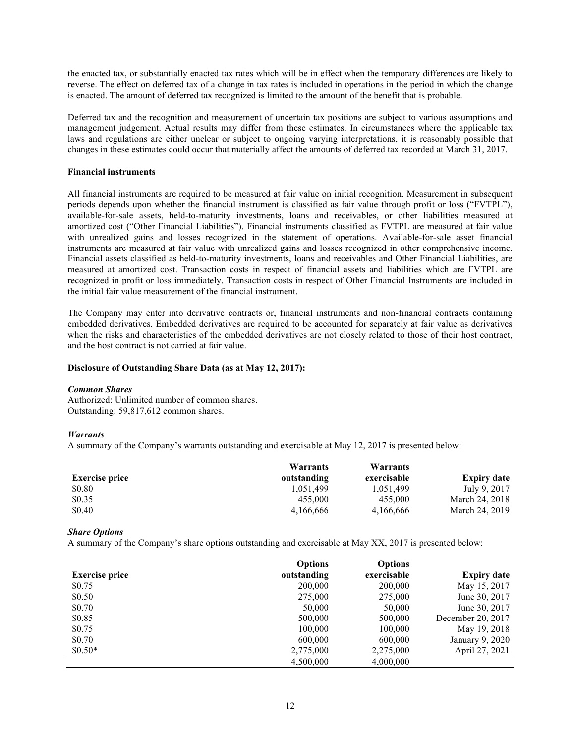the enacted tax, or substantially enacted tax rates which will be in effect when the temporary differences are likely to reverse. The effect on deferred tax of a change in tax rates is included in operations in the period in which the change is enacted. The amount of deferred tax recognized is limited to the amount of the benefit that is probable.

Deferred tax and the recognition and measurement of uncertain tax positions are subject to various assumptions and management judgement. Actual results may differ from these estimates. In circumstances where the applicable tax laws and regulations are either unclear or subject to ongoing varying interpretations, it is reasonably possible that changes in these estimates could occur that materially affect the amounts of deferred tax recorded at March 31, 2017.

**Financial instruments**

All financial instruments are required to be measured at fair value on initial recognition. Measurement in subsequent periods depends upon whether the financial instrument is classified as fair value through profit or loss ("FVTPL"), available-for-sale assets, held-to-maturity investments, loans and receivables, or other liabilities measured at amortized cost ("Other Financial Liabilities"). Financial instruments classified as FVTPL are measured at fair value with unrealized gains and losses recognized in the statement of operations. Available-for-sale asset financial instruments are measured at fair value with unrealized gains and losses recognized in other comprehensive income. Financial assets classified as held-to-maturity investments, loans and receivables and Other Financial Liabilities, are measured at amortized cost. Transaction costs in respect of financial assets and liabilities which are FVTPL are recognized in profit or loss immediately. Transaction costs in respect of Other Financial Instruments are included in the initial fair value measurement of the financial instrument.

The Company may enter into derivative contracts or, financial instruments and non-financial contracts containing embedded derivatives. Embedded derivatives are required to be accounted for separately at fair value as derivatives when the risks and characteristics of the embedded derivatives are not closely related to those of their host contract, and the host contract is not carried at fair value.

**Disclosure of Outstanding Share Data (as at May 12, 2017):**

***Common Shares***

Authorized: Unlimited number of common shares.
Outstanding: 59,817,612 common shares.

***Warrants***

A summary of the Company's warrants outstanding and exercisable at May 12, 2017 is presented below:

| Exercise price | Warrants outstanding | Warrants exercisable | Expiry date |
|---|---|---|---|
| $0.80 | 1,051,499 | 1,051,499 | July 9, 2017 |
| $0.35 | 455,000 | 455,000 | March 24, 2018 |
| $0.40 | 4,166,666 | 4,166,666 | March 24, 2019 |

***Share Options***

A summary of the Company's share options outstanding and exercisable at May XX, 2017 is presented below:

| Exercise price | Options outstanding | Options exercisable | Expiry date |
|---|---|---|---|
| $0.75 | 200,000 | 200,000 | May 15, 2017 |
| $0.50 | 275,000 | 275,000 | June 30, 2017 |
| $0.70 | 50,000 | 50,000 | June 30, 2017 |
| $0.85 | 500,000 | 500,000 | December 20, 2017 |
| $0.75 | 100,000 | 100,000 | May 19, 2018 |
| $0.70 | 600,000 | 600,000 | January 9, 2020 |
| $0.50* | 2,775,000 | 2,275,000 | April 27, 2021 |
| | 4,500,000 | 4,000,000 | |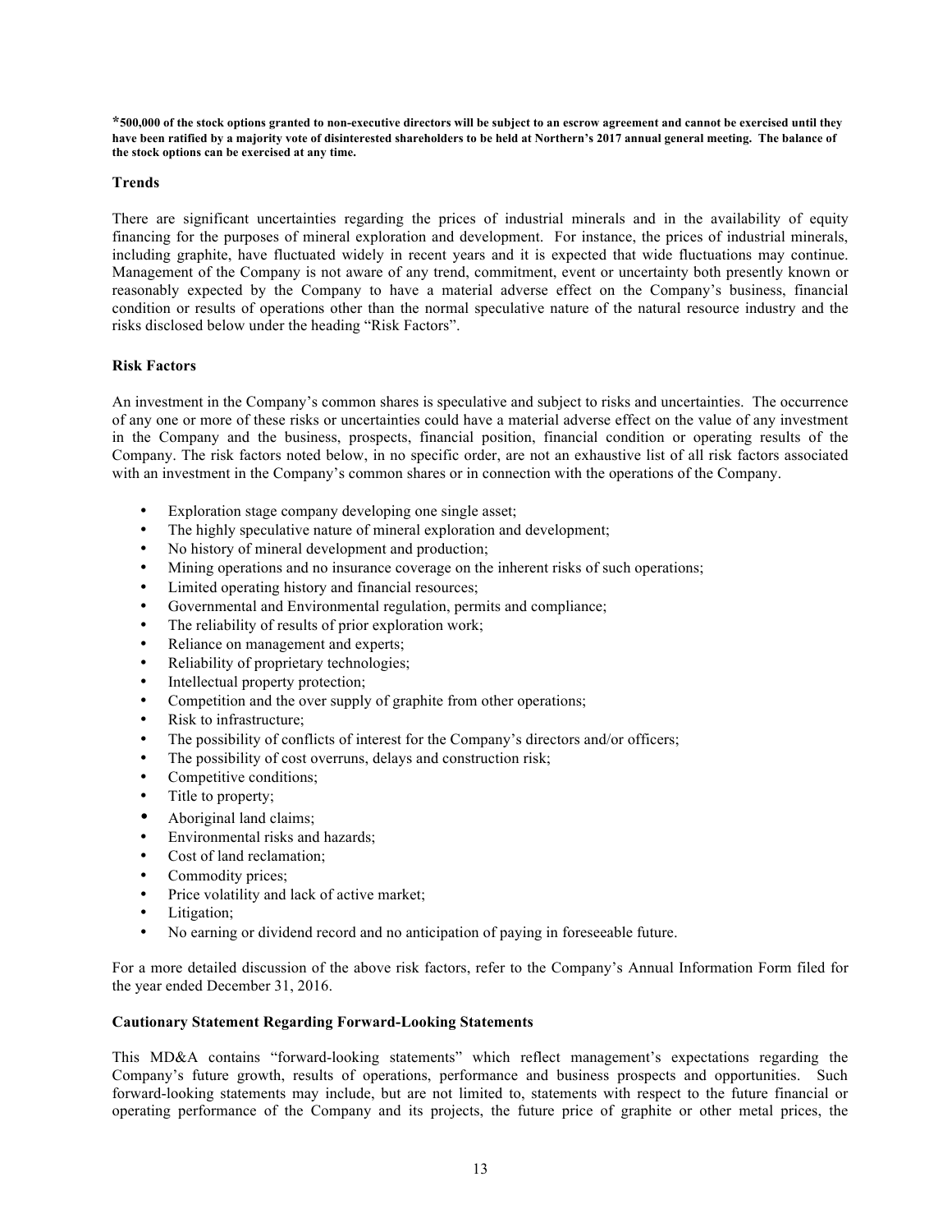**\*500,000 of the stock options granted to non-executive directors will be subject to an escrow agreement and cannot be exercised until they have been ratified by a majority vote of disinterested shareholders to be held at Northern's 2017 annual general meeting. The balance of the stock options can be exercised at any time.**

### Trends

There are significant uncertainties regarding the prices of industrial minerals and in the availability of equity financing for the purposes of mineral exploration and development. For instance, the prices of industrial minerals, including graphite, have fluctuated widely in recent years and it is expected that wide fluctuations may continue. Management of the Company is not aware of any trend, commitment, event or uncertainty both presently known or reasonably expected by the Company to have a material adverse effect on the Company's business, financial condition or results of operations other than the normal speculative nature of the natural resource industry and the risks disclosed below under the heading "Risk Factors".

### Risk Factors

An investment in the Company's common shares is speculative and subject to risks and uncertainties. The occurrence of any one or more of these risks or uncertainties could have a material adverse effect on the value of any investment in the Company and the business, prospects, financial position, financial condition or operating results of the Company. The risk factors noted below, in no specific order, are not an exhaustive list of all risk factors associated with an investment in the Company's common shares or in connection with the operations of the Company.

- Exploration stage company developing one single asset;
- The highly speculative nature of mineral exploration and development;
- No history of mineral development and production;
- Mining operations and no insurance coverage on the inherent risks of such operations;
- Limited operating history and financial resources;
- Governmental and Environmental regulation, permits and compliance;
- The reliability of results of prior exploration work;
- Reliance on management and experts;
- Reliability of proprietary technologies;
- Intellectual property protection;
- Competition and the over supply of graphite from other operations;
- Risk to infrastructure;
- The possibility of conflicts of interest for the Company's directors and/or officers;
- The possibility of cost overruns, delays and construction risk;
- Competitive conditions;
- Title to property;
- Aboriginal land claims;
- Environmental risks and hazards;
- Cost of land reclamation;
- Commodity prices;
- Price volatility and lack of active market;
- Litigation;
- No earning or dividend record and no anticipation of paying in foreseeable future.

For a more detailed discussion of the above risk factors, refer to the Company's Annual Information Form filed for the year ended December 31, 2016.

### Cautionary Statement Regarding Forward-Looking Statements

This MD&A contains "forward-looking statements" which reflect management's expectations regarding the Company's future growth, results of operations, performance and business prospects and opportunities. Such forward-looking statements may include, but are not limited to, statements with respect to the future financial or operating performance of the Company and its projects, the future price of graphite or other metal prices, the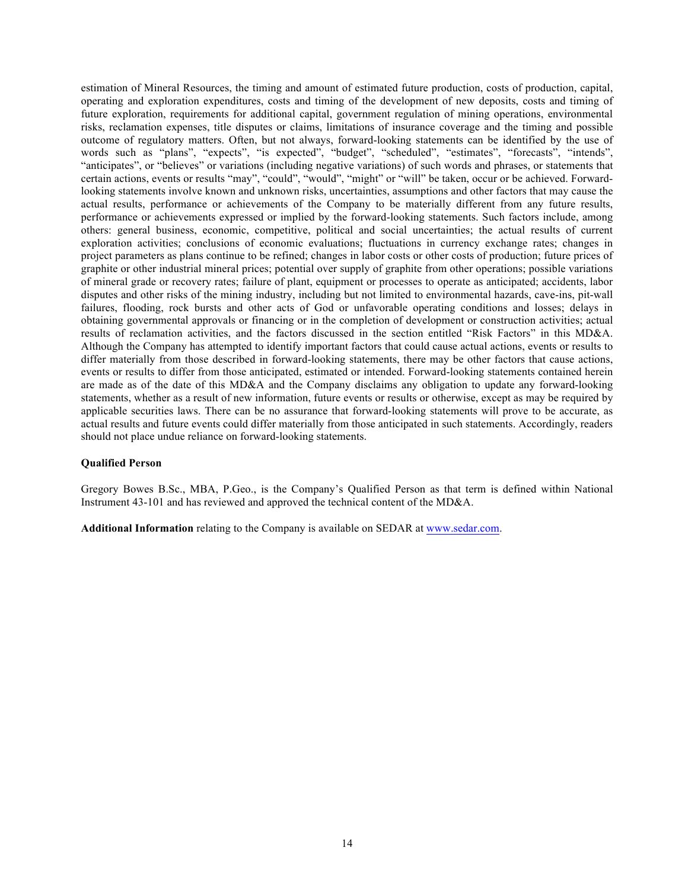estimation of Mineral Resources, the timing and amount of estimated future production, costs of production, capital, operating and exploration expenditures, costs and timing of the development of new deposits, costs and timing of future exploration, requirements for additional capital, government regulation of mining operations, environmental risks, reclamation expenses, title disputes or claims, limitations of insurance coverage and the timing and possible outcome of regulatory matters. Often, but not always, forward-looking statements can be identified by the use of words such as "plans", "expects", "is expected", "budget", "scheduled", "estimates", "forecasts", "intends", "anticipates", or "believes" or variations (including negative variations) of such words and phrases, or statements that certain actions, events or results "may", "could", "would", "might" or "will" be taken, occur or be achieved. Forward-looking statements involve known and unknown risks, uncertainties, assumptions and other factors that may cause the actual results, performance or achievements of the Company to be materially different from any future results, performance or achievements expressed or implied by the forward-looking statements. Such factors include, among others: general business, economic, competitive, political and social uncertainties; the actual results of current exploration activities; conclusions of economic evaluations; fluctuations in currency exchange rates; changes in project parameters as plans continue to be refined; changes in labor costs or other costs of production; future prices of graphite or other industrial mineral prices; potential over supply of graphite from other operations; possible variations of mineral grade or recovery rates; failure of plant, equipment or processes to operate as anticipated; accidents, labor disputes and other risks of the mining industry, including but not limited to environmental hazards, cave-ins, pit-wall failures, flooding, rock bursts and other acts of God or unfavorable operating conditions and losses; delays in obtaining governmental approvals or financing or in the completion of development or construction activities; actual results of reclamation activities, and the factors discussed in the section entitled "Risk Factors" in this MD&A. Although the Company has attempted to identify important factors that could cause actual actions, events or results to differ materially from those described in forward-looking statements, there may be other factors that cause actions, events or results to differ from those anticipated, estimated or intended. Forward-looking statements contained herein are made as of the date of this MD&A and the Company disclaims any obligation to update any forward-looking statements, whether as a result of new information, future events or results or otherwise, except as may be required by applicable securities laws. There can be no assurance that forward-looking statements will prove to be accurate, as actual results and future events could differ materially from those anticipated in such statements. Accordingly, readers should not place undue reliance on forward-looking statements.

**Qualified Person**

Gregory Bowes B.Sc., MBA, P.Geo., is the Company's Qualified Person as that term is defined within National Instrument 43-101 and has reviewed and approved the technical content of the MD&A.

**Additional Information** relating to the Company is available on SEDAR at www.sedar.com.